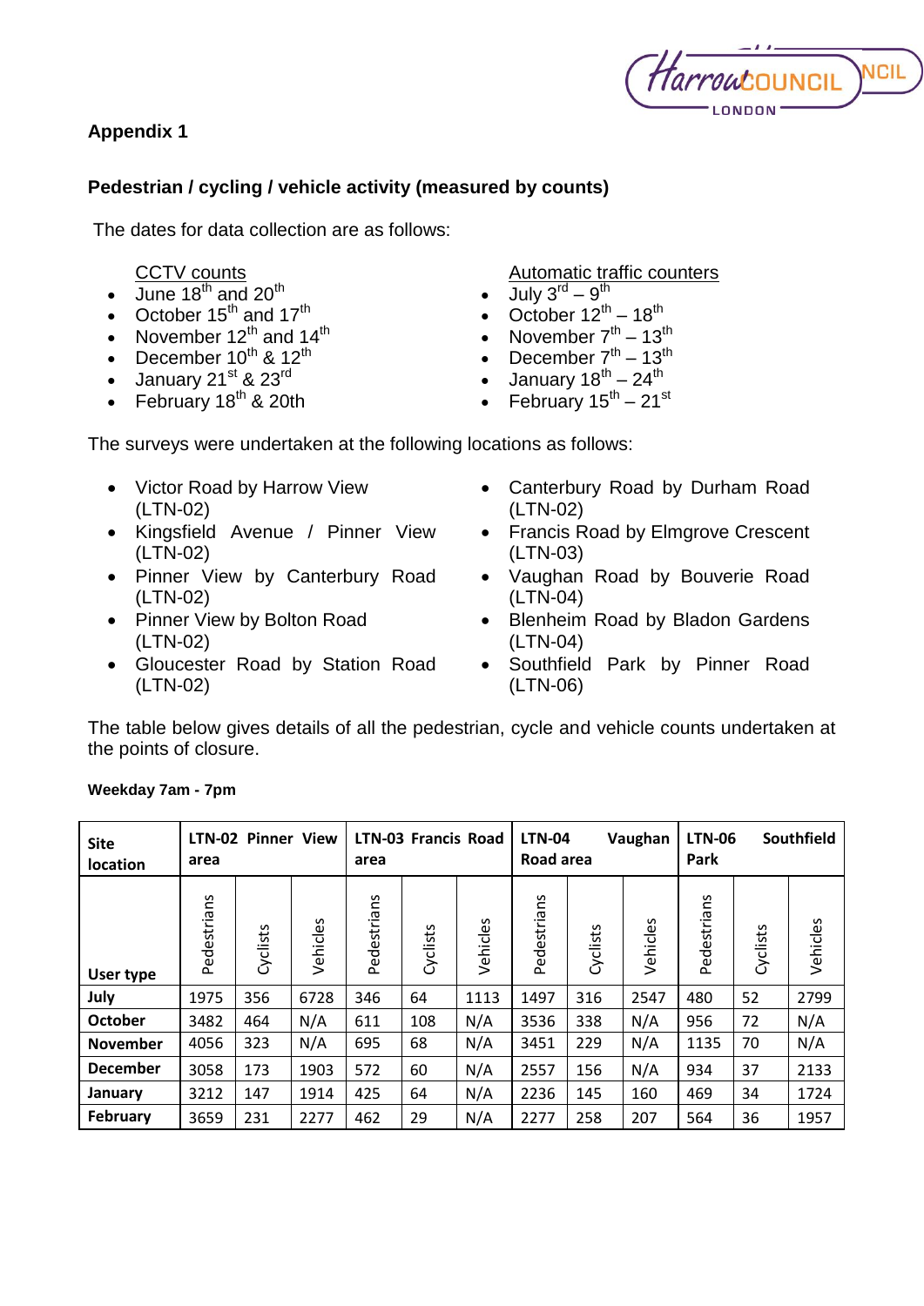## Appendix 1

### Pedestrian / cycling / vehicle activity (measured by counts)

The dates for data collection are as follows:

CCTV counts

- June 18th and 20th
- October 15th and 17th
- November 12th and 14th
- December 10th & 12th
- January 21st & 23rd
- February 18th & 20th

Automatic traffic counters

- July 3rd – 9th
- October 12th – 18th
- November 7th – 13th
- December 7th – 13th
- January 18th – 24th
- February 15th – 21st

The surveys were undertaken at the following locations as follows:

- Victor Road by Harrow View (LTN-02)
- Kingsfield Avenue / Pinner View (LTN-02)
- Pinner View by Canterbury Road (LTN-02)
- Pinner View by Bolton Road (LTN-02)
- Gloucester Road by Station Road (LTN-02)
- Canterbury Road by Durham Road (LTN-02)
- Francis Road by Elmgrove Crescent (LTN-03)
- Vaughan Road by Bouverie Road (LTN-04)
- Blenheim Road by Bladon Gardens (LTN-04)
- Southfield Park by Pinner Road (LTN-06)

The table below gives details of all the pedestrian, cycle and vehicle counts undertaken at the points of closure.

**Weekday 7am - 7pm**

| Site location | LTN-02 Pinner View area | | | LTN-03 Francis Road area | | | LTN-04 Vaughan Road area | | | LTN-06 Southfield Park | | |
|---|---|---|---|---|---|---|---|---|---|---|---|---|
| **User type** | Pedestrians | Cyclists | Vehicles | Pedestrians | Cyclists | Vehicles | Pedestrians | Cyclists | Vehicles | Pedestrians | Cyclists | Vehicles |
| **July** | 1975 | 356 | 6728 | 346 | 64 | 1113 | 1497 | 316 | 2547 | 480 | 52 | 2799 |
| **October** | 3482 | 464 | N/A | 611 | 108 | N/A | 3536 | 338 | N/A | 956 | 72 | N/A |
| **November** | 4056 | 323 | N/A | 695 | 68 | N/A | 3451 | 229 | N/A | 1135 | 70 | N/A |
| **December** | 3058 | 173 | 1903 | 572 | 60 | N/A | 2557 | 156 | N/A | 934 | 37 | 2133 |
| **January** | 3212 | 147 | 1914 | 425 | 64 | N/A | 2236 | 145 | 160 | 469 | 34 | 1724 |
| **February** | 3659 | 231 | 2277 | 462 | 29 | N/A | 2277 | 258 | 207 | 564 | 36 | 1957 |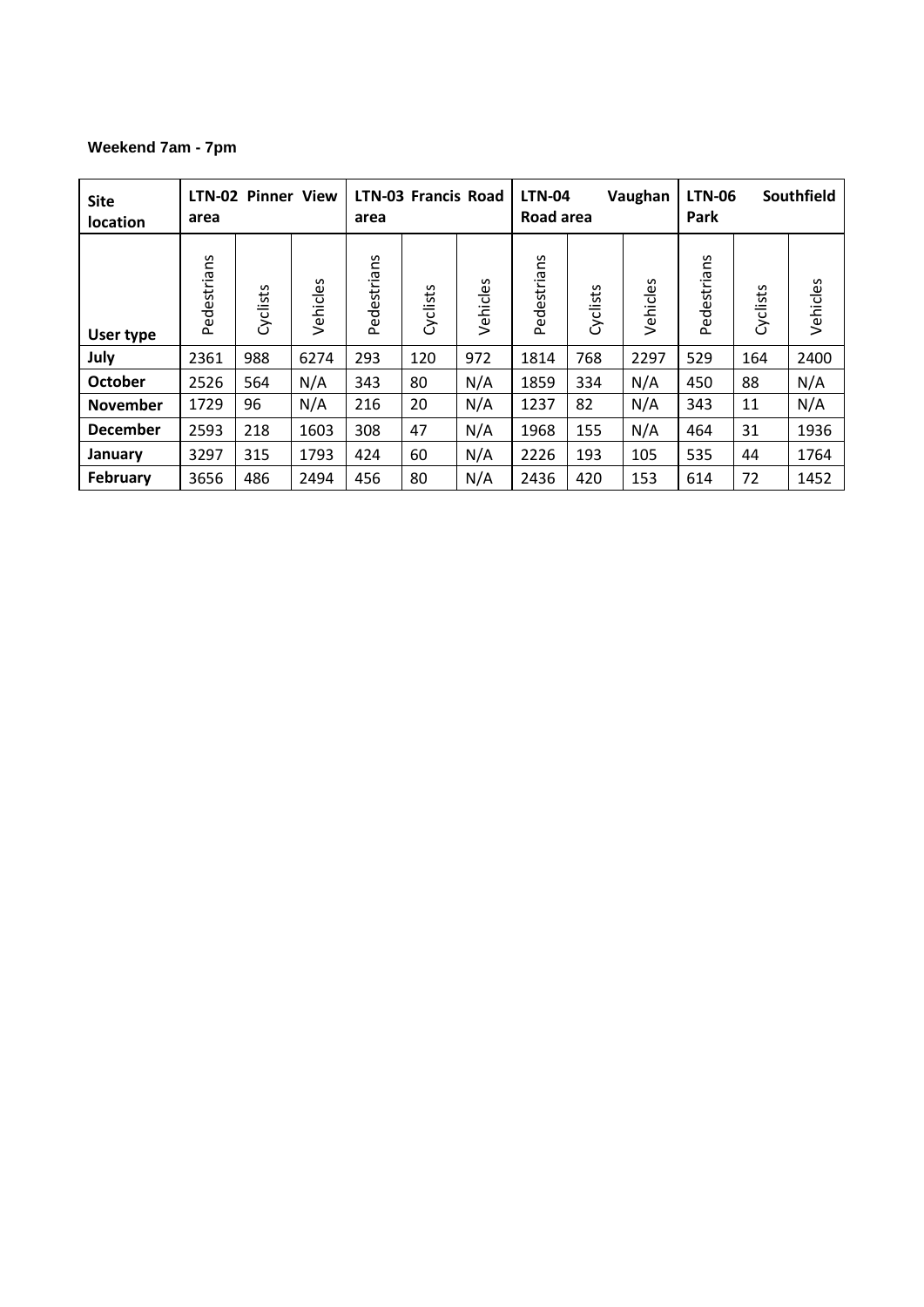**Weekend 7am - 7pm**

| Site location | LTN-02 Pinner View area | | | LTN-03 Francis Road area | | | LTN-04 Vaughan Road area | | | LTN-06 Southfield Park | | |
|---|---|---|---|---|---|---|---|---|---|---|---|---|
| User type | Pedestrians | Cyclists | Vehicles | Pedestrians | Cyclists | Vehicles | Pedestrians | Cyclists | Vehicles | Pedestrians | Cyclists | Vehicles |
| **July** | 2361 | 988 | 6274 | 293 | 120 | 972 | 1814 | 768 | 2297 | 529 | 164 | 2400 |
| **October** | 2526 | 564 | N/A | 343 | 80 | N/A | 1859 | 334 | N/A | 450 | 88 | N/A |
| **November** | 1729 | 96 | N/A | 216 | 20 | N/A | 1237 | 82 | N/A | 343 | 11 | N/A |
| **December** | 2593 | 218 | 1603 | 308 | 47 | N/A | 1968 | 155 | N/A | 464 | 31 | 1936 |
| **January** | 3297 | 315 | 1793 | 424 | 60 | N/A | 2226 | 193 | 105 | 535 | 44 | 1764 |
| **February** | 3656 | 486 | 2494 | 456 | 80 | N/A | 2436 | 420 | 153 | 614 | 72 | 1452 |